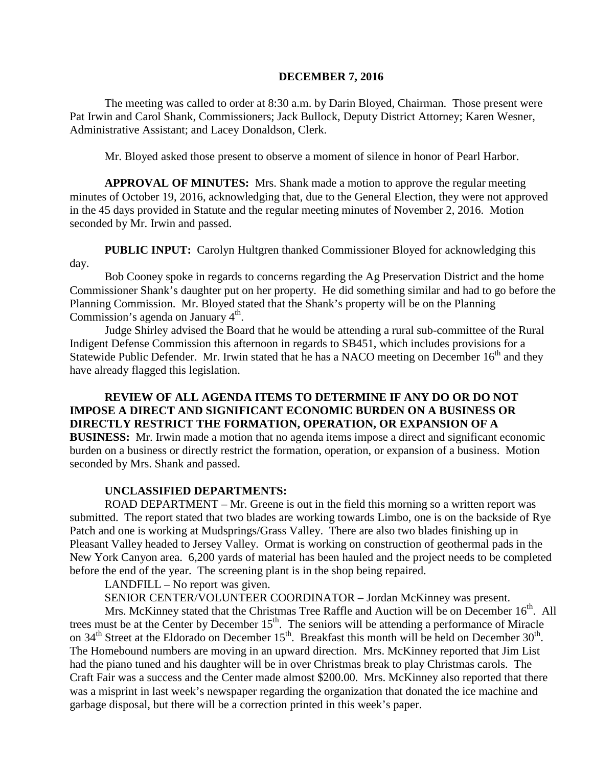**DECEMBER 7, 2016**

The meeting was called to order at 8:30 a.m. by Darin Bloyed, Chairman. Those present were Pat Irwin and Carol Shank, Commissioners; Jack Bullock, Deputy District Attorney; Karen Wesner, Administrative Assistant; and Lacey Donaldson, Clerk.

Mr. Bloyed asked those present to observe a moment of silence in honor of Pearl Harbor.

**APPROVAL OF MINUTES:** Mrs. Shank made a motion to approve the regular meeting minutes of October 19, 2016, acknowledging that, due to the General Election, they were not approved in the 45 days provided in Statute and the regular meeting minutes of November 2, 2016. Motion seconded by Mr. Irwin and passed.

**PUBLIC INPUT:** Carolyn Hultgren thanked Commissioner Bloyed for acknowledging this day.

Bob Cooney spoke in regards to concerns regarding the Ag Preservation District and the home Commissioner Shank's daughter put on her property. He did something similar and had to go before the Planning Commission. Mr. Bloyed stated that the Shank's property will be on the Planning Commission's agenda on January 4th.

Judge Shirley advised the Board that he would be attending a rural sub-committee of the Rural Indigent Defense Commission this afternoon in regards to SB451, which includes provisions for a Statewide Public Defender. Mr. Irwin stated that he has a NACO meeting on December 16th and they have already flagged this legislation.

**REVIEW OF ALL AGENDA ITEMS TO DETERMINE IF ANY DO OR DO NOT IMPOSE A DIRECT AND SIGNIFICANT ECONOMIC BURDEN ON A BUSINESS OR DIRECTLY RESTRICT THE FORMATION, OPERATION, OR EXPANSION OF A BUSINESS:** Mr. Irwin made a motion that no agenda items impose a direct and significant economic burden on a business or directly restrict the formation, operation, or expansion of a business. Motion seconded by Mrs. Shank and passed.

**UNCLASSIFIED DEPARTMENTS:**

ROAD DEPARTMENT – Mr. Greene is out in the field this morning so a written report was submitted. The report stated that two blades are working towards Limbo, one is on the backside of Rye Patch and one is working at Mudsprings/Grass Valley. There are also two blades finishing up in Pleasant Valley headed to Jersey Valley. Ormat is working on construction of geothermal pads in the New York Canyon area. 6,200 yards of material has been hauled and the project needs to be completed before the end of the year. The screening plant is in the shop being repaired.

LANDFILL – No report was given.

SENIOR CENTER/VOLUNTEER COORDINATOR – Jordan McKinney was present.

Mrs. McKinney stated that the Christmas Tree Raffle and Auction will be on December 16th. All trees must be at the Center by December 15th. The seniors will be attending a performance of Miracle on 34th Street at the Eldorado on December 15th. Breakfast this month will be held on December 30th. The Homebound numbers are moving in an upward direction. Mrs. McKinney reported that Jim List had the piano tuned and his daughter will be in over Christmas break to play Christmas carols. The Craft Fair was a success and the Center made almost $200.00. Mrs. McKinney also reported that there was a misprint in last week's newspaper regarding the organization that donated the ice machine and garbage disposal, but there will be a correction printed in this week's paper.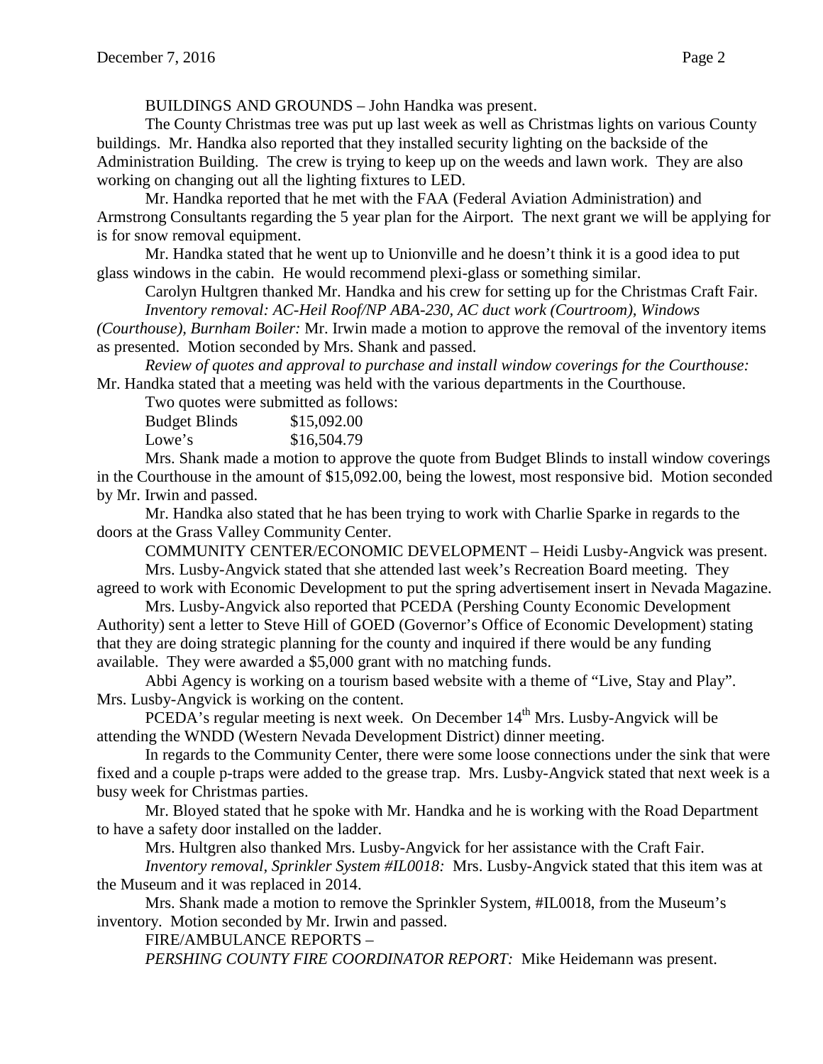BUILDINGS AND GROUNDS – John Handka was present.

The County Christmas tree was put up last week as well as Christmas lights on various County buildings. Mr. Handka also reported that they installed security lighting on the backside of the Administration Building. The crew is trying to keep up on the weeds and lawn work. They are also working on changing out all the lighting fixtures to LED.

Mr. Handka reported that he met with the FAA (Federal Aviation Administration) and Armstrong Consultants regarding the 5 year plan for the Airport. The next grant we will be applying for is for snow removal equipment.

Mr. Handka stated that he went up to Unionville and he doesn't think it is a good idea to put glass windows in the cabin. He would recommend plexi-glass or something similar.

Carolyn Hultgren thanked Mr. Handka and his crew for setting up for the Christmas Craft Fair.

*Inventory removal: AC-Heil Roof/NP ABA-230, AC duct work (Courtroom), Windows (Courthouse), Burnham Boiler:* Mr. Irwin made a motion to approve the removal of the inventory items as presented. Motion seconded by Mrs. Shank and passed.

*Review of quotes and approval to purchase and install window coverings for the Courthouse:* Mr. Handka stated that a meeting was held with the various departments in the Courthouse.

Two quotes were submitted as follows:

| | |
|---|---|
| Budget Blinds | \$15,092.00 |
| Lowe's | \$16,504.79 |

Mrs. Shank made a motion to approve the quote from Budget Blinds to install window coverings in the Courthouse in the amount of \$15,092.00, being the lowest, most responsive bid. Motion seconded by Mr. Irwin and passed.

Mr. Handka also stated that he has been trying to work with Charlie Sparke in regards to the doors at the Grass Valley Community Center.

COMMUNITY CENTER/ECONOMIC DEVELOPMENT – Heidi Lusby-Angvick was present.

Mrs. Lusby-Angvick stated that she attended last week's Recreation Board meeting. They agreed to work with Economic Development to put the spring advertisement insert in Nevada Magazine.

Mrs. Lusby-Angvick also reported that PCEDA (Pershing County Economic Development Authority) sent a letter to Steve Hill of GOED (Governor's Office of Economic Development) stating that they are doing strategic planning for the county and inquired if there would be any funding available. They were awarded a \$5,000 grant with no matching funds.

Abbi Agency is working on a tourism based website with a theme of "Live, Stay and Play". Mrs. Lusby-Angvick is working on the content.

PCEDA's regular meeting is next week. On December 14th Mrs. Lusby-Angvick will be attending the WNDD (Western Nevada Development District) dinner meeting.

In regards to the Community Center, there were some loose connections under the sink that were fixed and a couple p-traps were added to the grease trap. Mrs. Lusby-Angvick stated that next week is a busy week for Christmas parties.

Mr. Bloyed stated that he spoke with Mr. Handka and he is working with the Road Department to have a safety door installed on the ladder.

Mrs. Hultgren also thanked Mrs. Lusby-Angvick for her assistance with the Craft Fair.

*Inventory removal, Sprinkler System #IL0018:* Mrs. Lusby-Angvick stated that this item was at the Museum and it was replaced in 2014.

Mrs. Shank made a motion to remove the Sprinkler System, #IL0018, from the Museum's inventory. Motion seconded by Mr. Irwin and passed.

FIRE/AMBULANCE REPORTS –

*PERSHING COUNTY FIRE COORDINATOR REPORT:* Mike Heidemann was present.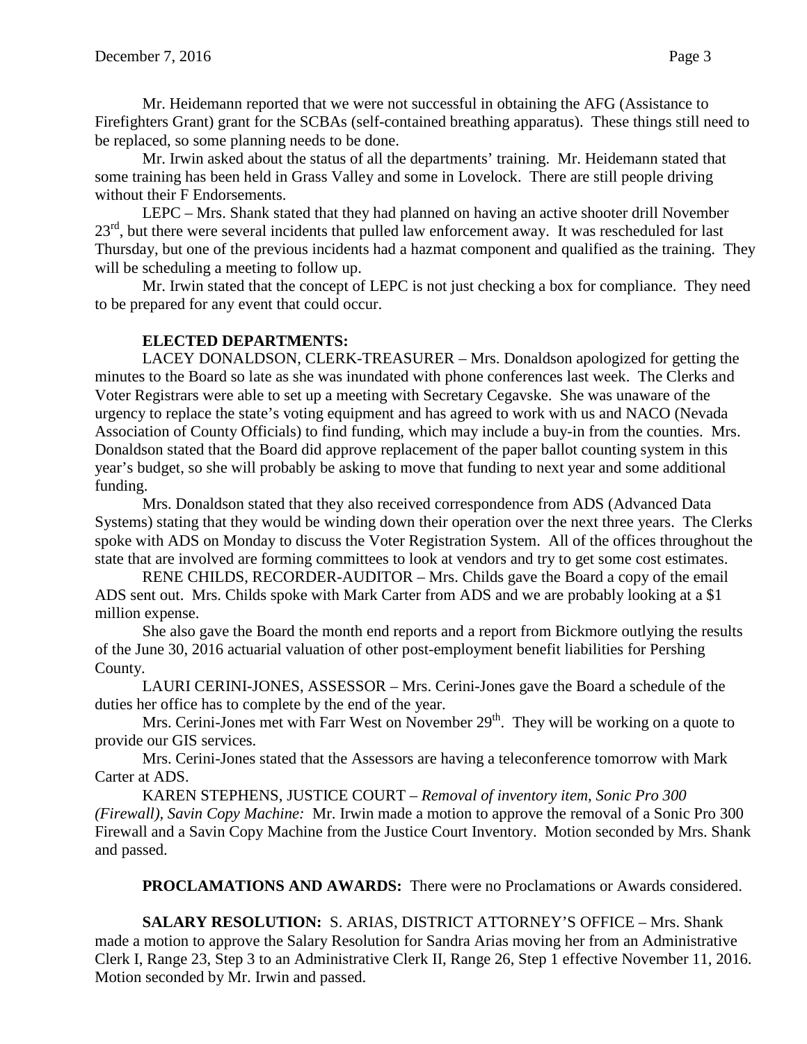Mr. Heidemann reported that we were not successful in obtaining the AFG (Assistance to Firefighters Grant) grant for the SCBAs (self-contained breathing apparatus). These things still need to be replaced, so some planning needs to be done.

Mr. Irwin asked about the status of all the departments' training. Mr. Heidemann stated that some training has been held in Grass Valley and some in Lovelock. There are still people driving without their F Endorsements.

LEPC – Mrs. Shank stated that they had planned on having an active shooter drill November 23rd, but there were several incidents that pulled law enforcement away. It was rescheduled for last Thursday, but one of the previous incidents had a hazmat component and qualified as the training. They will be scheduling a meeting to follow up.

Mr. Irwin stated that the concept of LEPC is not just checking a box for compliance. They need to be prepared for any event that could occur.

**ELECTED DEPARTMENTS:**

LACEY DONALDSON, CLERK-TREASURER – Mrs. Donaldson apologized for getting the minutes to the Board so late as she was inundated with phone conferences last week. The Clerks and Voter Registrars were able to set up a meeting with Secretary Cegavske. She was unaware of the urgency to replace the state's voting equipment and has agreed to work with us and NACO (Nevada Association of County Officials) to find funding, which may include a buy-in from the counties. Mrs. Donaldson stated that the Board did approve replacement of the paper ballot counting system in this year's budget, so she will probably be asking to move that funding to next year and some additional funding.

Mrs. Donaldson stated that they also received correspondence from ADS (Advanced Data Systems) stating that they would be winding down their operation over the next three years. The Clerks spoke with ADS on Monday to discuss the Voter Registration System. All of the offices throughout the state that are involved are forming committees to look at vendors and try to get some cost estimates.

RENE CHILDS, RECORDER-AUDITOR – Mrs. Childs gave the Board a copy of the email ADS sent out. Mrs. Childs spoke with Mark Carter from ADS and we are probably looking at a $1 million expense.

She also gave the Board the month end reports and a report from Bickmore outlying the results of the June 30, 2016 actuarial valuation of other post-employment benefit liabilities for Pershing County.

LAURI CERINI-JONES, ASSESSOR – Mrs. Cerini-Jones gave the Board a schedule of the duties her office has to complete by the end of the year.

Mrs. Cerini-Jones met with Farr West on November 29th. They will be working on a quote to provide our GIS services.

Mrs. Cerini-Jones stated that the Assessors are having a teleconference tomorrow with Mark Carter at ADS.

KAREN STEPHENS, JUSTICE COURT – *Removal of inventory item, Sonic Pro 300 (Firewall), Savin Copy Machine:* Mr. Irwin made a motion to approve the removal of a Sonic Pro 300 Firewall and a Savin Copy Machine from the Justice Court Inventory. Motion seconded by Mrs. Shank and passed.

**PROCLAMATIONS AND AWARDS:** There were no Proclamations or Awards considered.

**SALARY RESOLUTION:** S. ARIAS, DISTRICT ATTORNEY'S OFFICE – Mrs. Shank made a motion to approve the Salary Resolution for Sandra Arias moving her from an Administrative Clerk I, Range 23, Step 3 to an Administrative Clerk II, Range 26, Step 1 effective November 11, 2016. Motion seconded by Mr. Irwin and passed.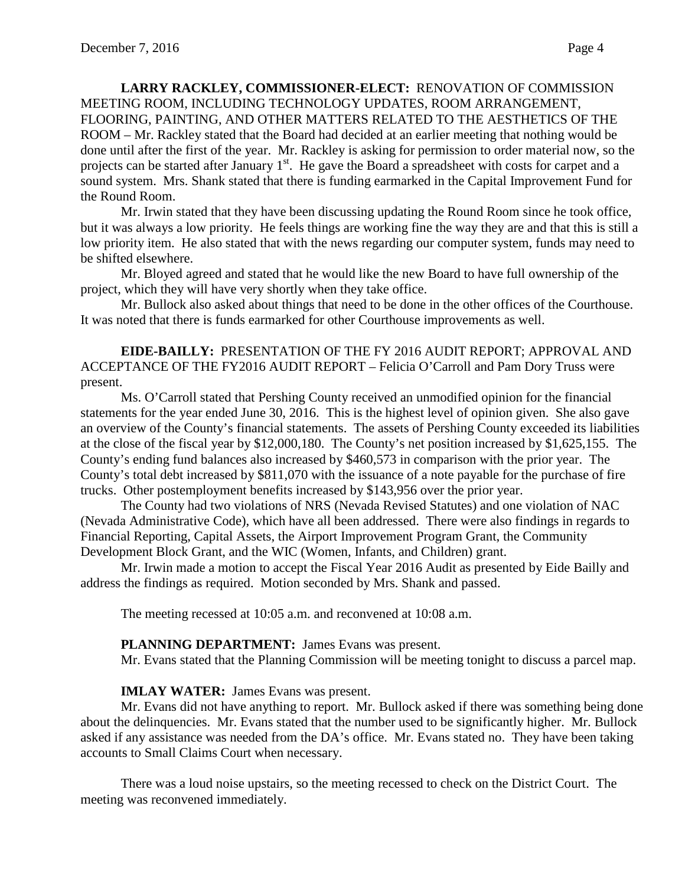**LARRY RACKLEY, COMMISSIONER-ELECT:** RENOVATION OF COMMISSION MEETING ROOM, INCLUDING TECHNOLOGY UPDATES, ROOM ARRANGEMENT, FLOORING, PAINTING, AND OTHER MATTERS RELATED TO THE AESTHETICS OF THE ROOM – Mr. Rackley stated that the Board had decided at an earlier meeting that nothing would be done until after the first of the year. Mr. Rackley is asking for permission to order material now, so the projects can be started after January 1st. He gave the Board a spreadsheet with costs for carpet and a sound system. Mrs. Shank stated that there is funding earmarked in the Capital Improvement Fund for the Round Room.

Mr. Irwin stated that they have been discussing updating the Round Room since he took office, but it was always a low priority. He feels things are working fine the way they are and that this is still a low priority item. He also stated that with the news regarding our computer system, funds may need to be shifted elsewhere.

Mr. Bloyed agreed and stated that he would like the new Board to have full ownership of the project, which they will have very shortly when they take office.

Mr. Bullock also asked about things that need to be done in the other offices of the Courthouse. It was noted that there is funds earmarked for other Courthouse improvements as well.

**EIDE-BAILLY:** PRESENTATION OF THE FY 2016 AUDIT REPORT; APPROVAL AND ACCEPTANCE OF THE FY2016 AUDIT REPORT – Felicia O'Carroll and Pam Dory Truss were present.

Ms. O'Carroll stated that Pershing County received an unmodified opinion for the financial statements for the year ended June 30, 2016. This is the highest level of opinion given. She also gave an overview of the County's financial statements. The assets of Pershing County exceeded its liabilities at the close of the fiscal year by $12,000,180. The County's net position increased by $1,625,155. The County's ending fund balances also increased by $460,573 in comparison with the prior year. The County's total debt increased by $811,070 with the issuance of a note payable for the purchase of fire trucks. Other postemployment benefits increased by $143,956 over the prior year.

The County had two violations of NRS (Nevada Revised Statutes) and one violation of NAC (Nevada Administrative Code), which have all been addressed. There were also findings in regards to Financial Reporting, Capital Assets, the Airport Improvement Program Grant, the Community Development Block Grant, and the WIC (Women, Infants, and Children) grant.

Mr. Irwin made a motion to accept the Fiscal Year 2016 Audit as presented by Eide Bailly and address the findings as required. Motion seconded by Mrs. Shank and passed.

The meeting recessed at 10:05 a.m. and reconvened at 10:08 a.m.

**PLANNING DEPARTMENT:** James Evans was present.

Mr. Evans stated that the Planning Commission will be meeting tonight to discuss a parcel map.

**IMLAY WATER:** James Evans was present.

Mr. Evans did not have anything to report. Mr. Bullock asked if there was something being done about the delinquencies. Mr. Evans stated that the number used to be significantly higher. Mr. Bullock asked if any assistance was needed from the DA's office. Mr. Evans stated no. They have been taking accounts to Small Claims Court when necessary.

There was a loud noise upstairs, so the meeting recessed to check on the District Court. The meeting was reconvened immediately.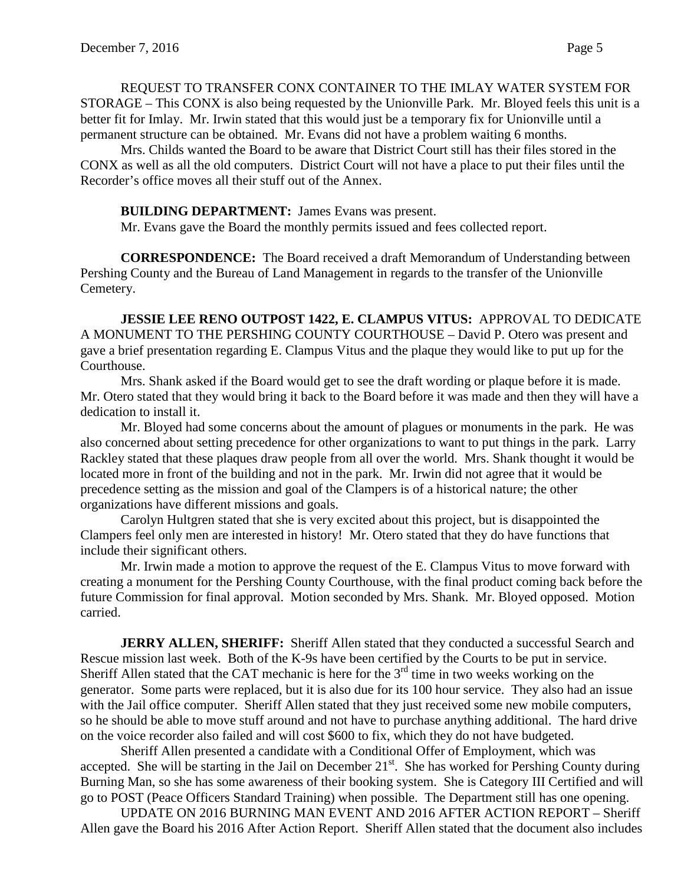REQUEST TO TRANSFER CONX CONTAINER TO THE IMLAY WATER SYSTEM FOR STORAGE – This CONX is also being requested by the Unionville Park. Mr. Bloyed feels this unit is a better fit for Imlay. Mr. Irwin stated that this would just be a temporary fix for Unionville until a permanent structure can be obtained. Mr. Evans did not have a problem waiting 6 months.

Mrs. Childs wanted the Board to be aware that District Court still has their files stored in the CONX as well as all the old computers. District Court will not have a place to put their files until the Recorder's office moves all their stuff out of the Annex.

**BUILDING DEPARTMENT:** James Evans was present.

Mr. Evans gave the Board the monthly permits issued and fees collected report.

**CORRESPONDENCE:** The Board received a draft Memorandum of Understanding between Pershing County and the Bureau of Land Management in regards to the transfer of the Unionville Cemetery.

**JESSIE LEE RENO OUTPOST 1422, E. CLAMPUS VITUS:** APPROVAL TO DEDICATE A MONUMENT TO THE PERSHING COUNTY COURTHOUSE – David P. Otero was present and gave a brief presentation regarding E. Clampus Vitus and the plaque they would like to put up for the Courthouse.

Mrs. Shank asked if the Board would get to see the draft wording or plaque before it is made. Mr. Otero stated that they would bring it back to the Board before it was made and then they will have a dedication to install it.

Mr. Bloyed had some concerns about the amount of plagues or monuments in the park. He was also concerned about setting precedence for other organizations to want to put things in the park. Larry Rackley stated that these plaques draw people from all over the world. Mrs. Shank thought it would be located more in front of the building and not in the park. Mr. Irwin did not agree that it would be precedence setting as the mission and goal of the Clampers is of a historical nature; the other organizations have different missions and goals.

Carolyn Hultgren stated that she is very excited about this project, but is disappointed the Clampers feel only men are interested in history! Mr. Otero stated that they do have functions that include their significant others.

Mr. Irwin made a motion to approve the request of the E. Clampus Vitus to move forward with creating a monument for the Pershing County Courthouse, with the final product coming back before the future Commission for final approval. Motion seconded by Mrs. Shank. Mr. Bloyed opposed. Motion carried.

**JERRY ALLEN, SHERIFF:** Sheriff Allen stated that they conducted a successful Search and Rescue mission last week. Both of the K-9s have been certified by the Courts to be put in service. Sheriff Allen stated that the CAT mechanic is here for the 3rd time in two weeks working on the generator. Some parts were replaced, but it is also due for its 100 hour service. They also had an issue with the Jail office computer. Sheriff Allen stated that they just received some new mobile computers, so he should be able to move stuff around and not have to purchase anything additional. The hard drive on the voice recorder also failed and will cost $600 to fix, which they do not have budgeted.

Sheriff Allen presented a candidate with a Conditional Offer of Employment, which was accepted. She will be starting in the Jail on December 21st. She has worked for Pershing County during Burning Man, so she has some awareness of their booking system. She is Category III Certified and will go to POST (Peace Officers Standard Training) when possible. The Department still has one opening.

UPDATE ON 2016 BURNING MAN EVENT AND 2016 AFTER ACTION REPORT – Sheriff Allen gave the Board his 2016 After Action Report. Sheriff Allen stated that the document also includes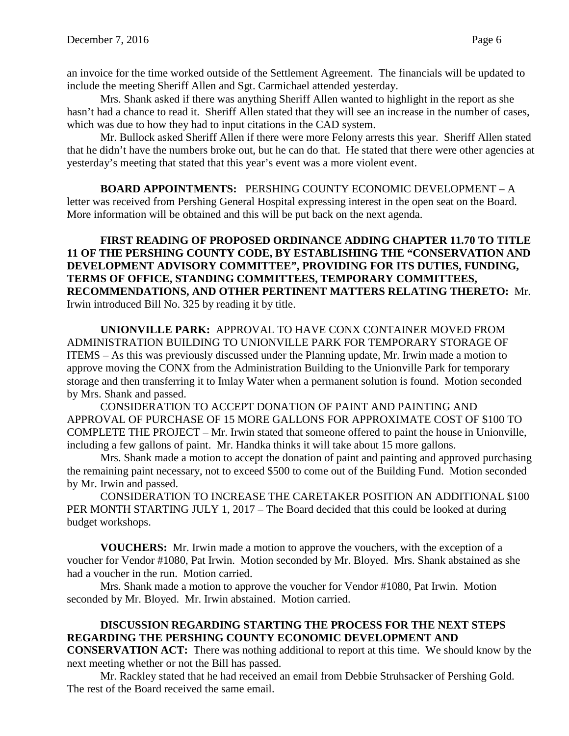an invoice for the time worked outside of the Settlement Agreement. The financials will be updated to include the meeting Sheriff Allen and Sgt. Carmichael attended yesterday.

Mrs. Shank asked if there was anything Sheriff Allen wanted to highlight in the report as she hasn't had a chance to read it. Sheriff Allen stated that they will see an increase in the number of cases, which was due to how they had to input citations in the CAD system.

Mr. Bullock asked Sheriff Allen if there were more Felony arrests this year. Sheriff Allen stated that he didn't have the numbers broke out, but he can do that. He stated that there were other agencies at yesterday's meeting that stated that this year's event was a more violent event.

**BOARD APPOINTMENTS:** PERSHING COUNTY ECONOMIC DEVELOPMENT – A letter was received from Pershing General Hospital expressing interest in the open seat on the Board. More information will be obtained and this will be put back on the next agenda.

**FIRST READING OF PROPOSED ORDINANCE ADDING CHAPTER 11.70 TO TITLE 11 OF THE PERSHING COUNTY CODE, BY ESTABLISHING THE "CONSERVATION AND DEVELOPMENT ADVISORY COMMITTEE", PROVIDING FOR ITS DUTIES, FUNDING, TERMS OF OFFICE, STANDING COMMITTEES, TEMPORARY COMMITTEES, RECOMMENDATIONS, AND OTHER PERTINENT MATTERS RELATING THERETO:** Mr. Irwin introduced Bill No. 325 by reading it by title.

**UNIONVILLE PARK:** APPROVAL TO HAVE CONX CONTAINER MOVED FROM ADMINISTRATION BUILDING TO UNIONVILLE PARK FOR TEMPORARY STORAGE OF ITEMS – As this was previously discussed under the Planning update, Mr. Irwin made a motion to approve moving the CONX from the Administration Building to the Unionville Park for temporary storage and then transferring it to Imlay Water when a permanent solution is found. Motion seconded by Mrs. Shank and passed.

CONSIDERATION TO ACCEPT DONATION OF PAINT AND PAINTING AND APPROVAL OF PURCHASE OF 15 MORE GALLONS FOR APPROXIMATE COST OF $100 TO COMPLETE THE PROJECT – Mr. Irwin stated that someone offered to paint the house in Unionville, including a few gallons of paint. Mr. Handka thinks it will take about 15 more gallons.

Mrs. Shank made a motion to accept the donation of paint and painting and approved purchasing the remaining paint necessary, not to exceed $500 to come out of the Building Fund. Motion seconded by Mr. Irwin and passed.

CONSIDERATION TO INCREASE THE CARETAKER POSITION AN ADDITIONAL $100 PER MONTH STARTING JULY 1, 2017 – The Board decided that this could be looked at during budget workshops.

**VOUCHERS:** Mr. Irwin made a motion to approve the vouchers, with the exception of a voucher for Vendor #1080, Pat Irwin. Motion seconded by Mr. Bloyed. Mrs. Shank abstained as she had a voucher in the run. Motion carried.

Mrs. Shank made a motion to approve the voucher for Vendor #1080, Pat Irwin. Motion seconded by Mr. Bloyed. Mr. Irwin abstained. Motion carried.

**DISCUSSION REGARDING STARTING THE PROCESS FOR THE NEXT STEPS REGARDING THE PERSHING COUNTY ECONOMIC DEVELOPMENT AND CONSERVATION ACT:** There was nothing additional to report at this time. We should know by the next meeting whether or not the Bill has passed.

Mr. Rackley stated that he had received an email from Debbie Struhsacker of Pershing Gold. The rest of the Board received the same email.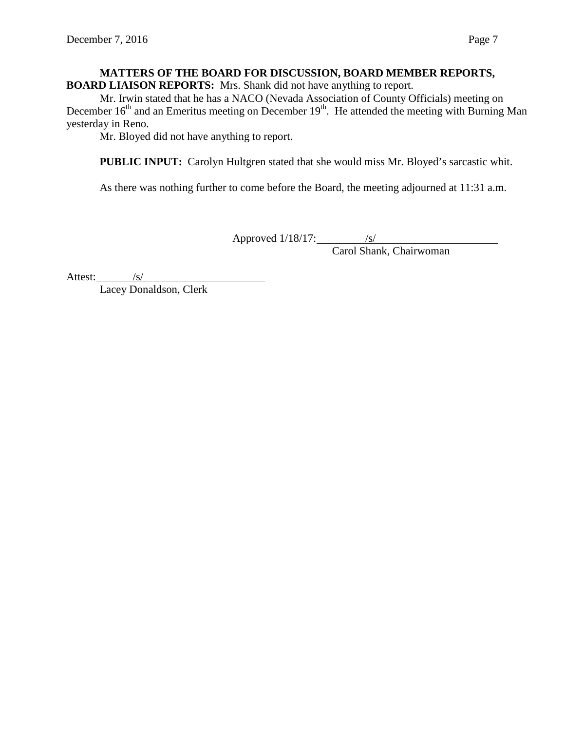**MATTERS OF THE BOARD FOR DISCUSSION, BOARD MEMBER REPORTS, BOARD LIAISON REPORTS:** Mrs. Shank did not have anything to report.

Mr. Irwin stated that he has a NACO (Nevada Association of County Officials) meeting on December 16th and an Emeritus meeting on December 19th. He attended the meeting with Burning Man yesterday in Reno.

Mr. Bloyed did not have anything to report.

**PUBLIC INPUT:** Carolyn Hultgren stated that she would miss Mr. Bloyed's sarcastic whit.

As there was nothing further to come before the Board, the meeting adjourned at 11:31 a.m.

Approved 1/18/17: /s/
Carol Shank, Chairwoman

Attest: /s/
Lacey Donaldson, Clerk